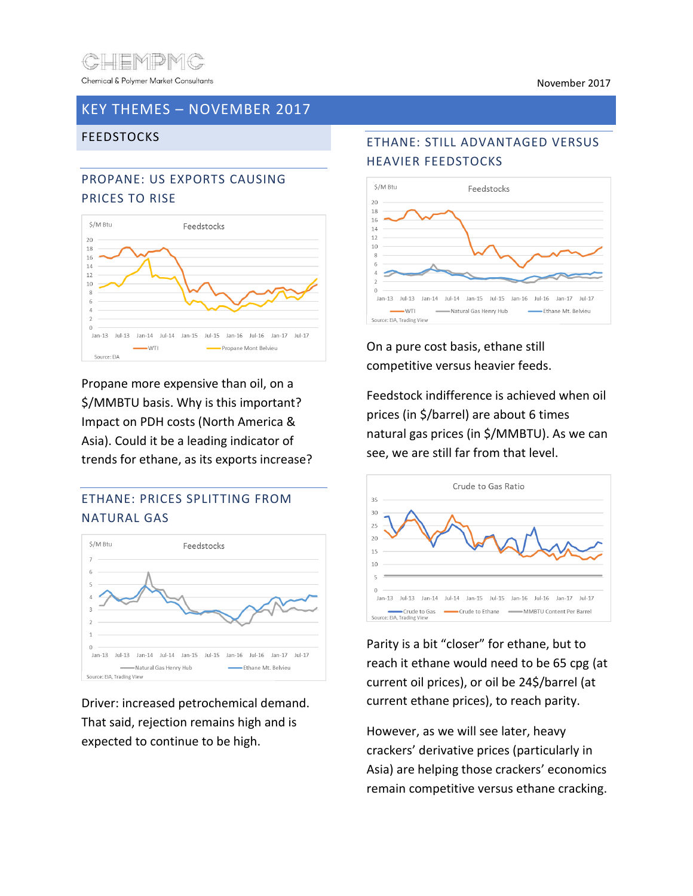CHEMPMC
Chemical & Polymer Market Consultants

November 2017

# KEY THEMES – NOVEMBER 2017

## FEEDSTOCKS

### PROPANE: US EXPORTS CAUSING PRICES TO RISE

Propane more expensive than oil, on a $/MMBTU basis. Why is this important? Impact on PDH costs (North America & Asia). Could it be a leading indicator of trends for ethane, as its exports increase?

### ETHANE: PRICES SPLITTING FROM NATURAL GAS

Driver: increased petrochemical demand. That said, rejection remains high and is expected to continue to be high.

### ETHANE: STILL ADVANTAGED VERSUS HEAVIER FEEDSTOCKS

On a pure cost basis, ethane still competitive versus heavier feeds.

Feedstock indifference is achieved when oil prices (in $/barrel) are about 6 times natural gas prices (in $/MMBTU). As we can see, we are still far from that level.

Parity is a bit "closer" for ethane, but to reach it ethane would need to be 65 cpg (at current oil prices), or oil be 24$/barrel (at current ethane prices), to reach parity.

However, as we will see later, heavy crackers' derivative prices (particularly in Asia) are helping those crackers' economics remain competitive versus ethane cracking.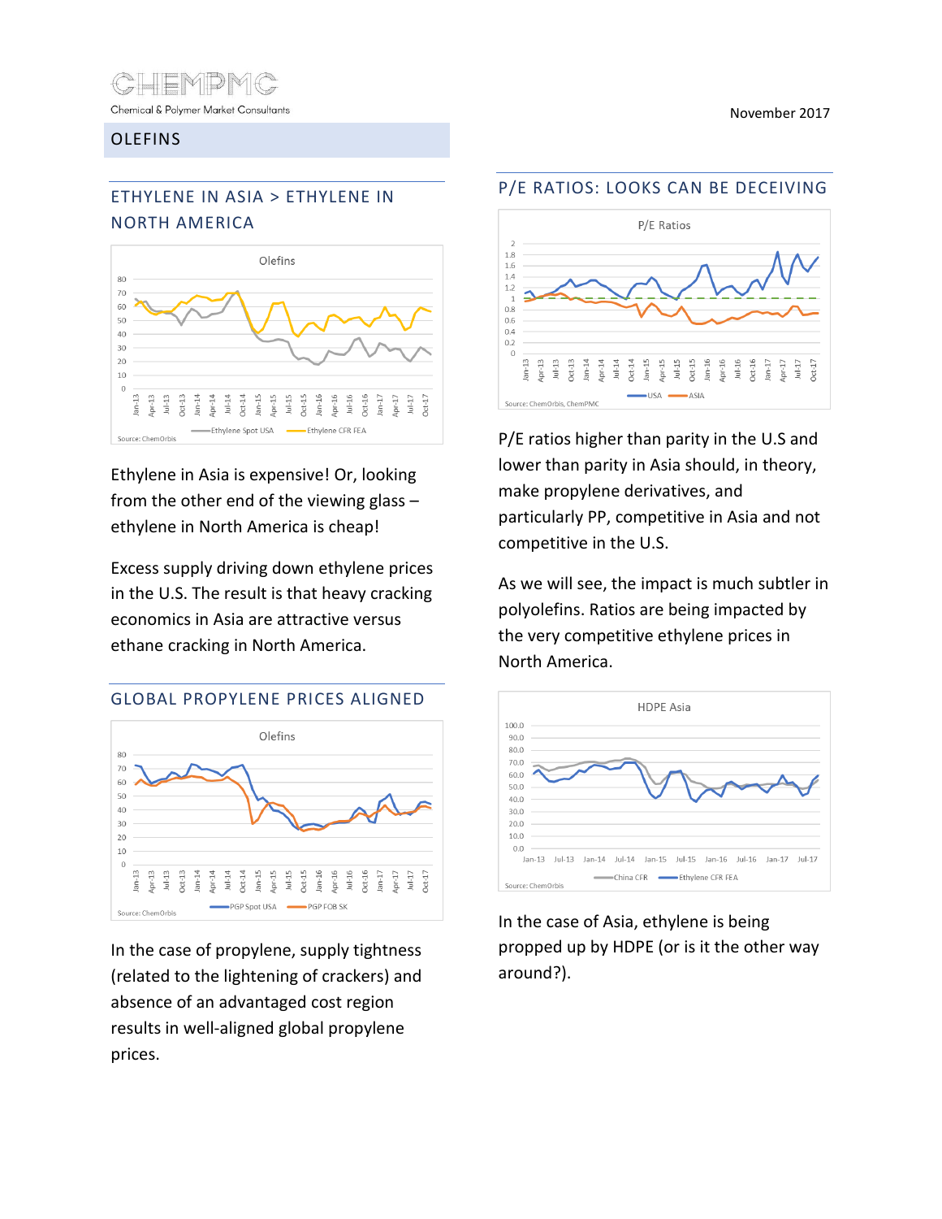November 2017

# OLEFINS

## ETHYLENE IN ASIA > ETHYLENE IN NORTH AMERICA

Ethylene in Asia is expensive! Or, looking from the other end of the viewing glass – ethylene in North America is cheap!

Excess supply driving down ethylene prices in the U.S. The result is that heavy cracking economics in Asia are attractive versus ethane cracking in North America.

## GLOBAL PROPYLENE PRICES ALIGNED

In the case of propylene, supply tightness (related to the lightening of crackers) and absence of an advantaged cost region results in well-aligned global propylene prices.

## P/E RATIOS: LOOKS CAN BE DECEIVING

P/E ratios higher than parity in the U.S and lower than parity in Asia should, in theory, make propylene derivatives, and particularly PP, competitive in Asia and not competitive in the U.S.

As we will see, the impact is much subtler in polyolefins. Ratios are being impacted by the very competitive ethylene prices in North America.

In the case of Asia, ethylene is being propped up by HDPE (or is it the other way around?).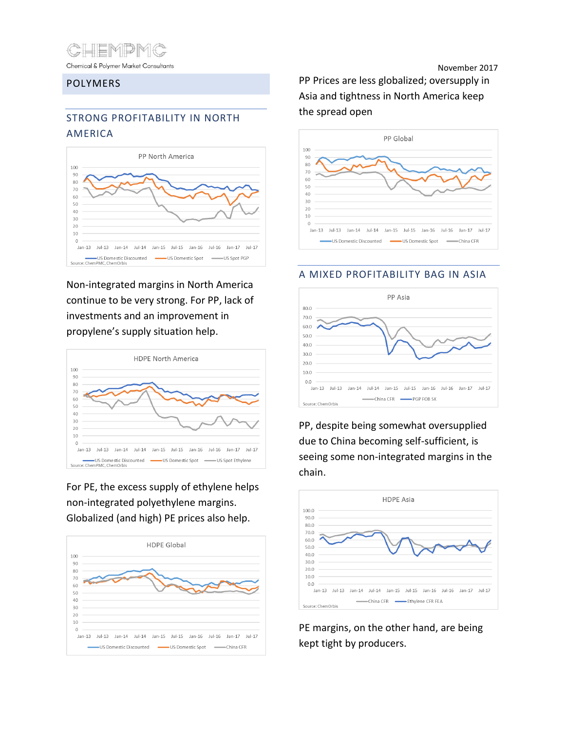November 2017

## POLYMERS

### STRONG PROFITABILITY IN NORTH AMERICA

PP North America

Source: ChemPMC, ChemOrbis

Non-integrated margins in North America continue to be very strong. For PP, lack of investments and an improvement in propylene's supply situation help.

HDPE North America

Source: ChemPMC, ChemOrbis

For PE, the excess supply of ethylene helps non-integrated polyethylene margins. Globalized (and high) PE prices also help.

HDPE Global

PP Prices are less globalized; oversupply in Asia and tightness in North America keep the spread open

PP Global

### A MIXED PROFITABILITY BAG IN ASIA

PP Asia

Source: ChemOrbis

PP, despite being somewhat oversupplied due to China becoming self-sufficient, is seeing some non-integrated margins in the chain.

HDPE Asia

Source: ChemOrbis

PE margins, on the other hand, are being kept tight by producers.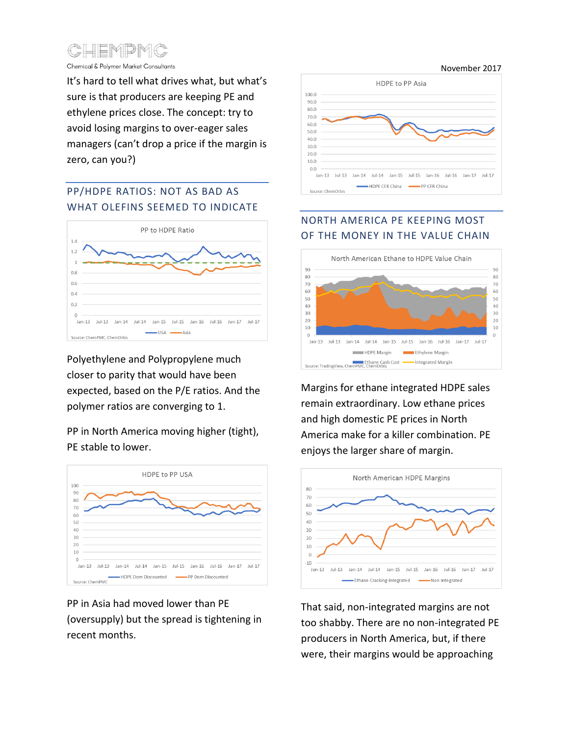It's hard to tell what drives what, but what's sure is that producers are keeping PE and ethylene prices close. The concept: try to avoid losing margins to over-eager sales managers (can't drop a price if the margin is zero, can you?)

## PP/HDPE RATIOS: NOT AS BAD AS WHAT OLEFINS SEEMED TO INDICATE

Polyethylene and Polypropylene much closer to parity that would have been expected, based on the P/E ratios. And the polymer ratios are converging to 1.

PP in North America moving higher (tight), PE stable to lower.

PP in Asia had moved lower than PE (oversupply) but the spread is tightening in recent months.

## NORTH AMERICA PE KEEPING MOST OF THE MONEY IN THE VALUE CHAIN

Margins for ethane integrated HDPE sales remain extraordinary. Low ethane prices and high domestic PE prices in North America make for a killer combination. PE enjoys the larger share of margin.

That said, non-integrated margins are not too shabby. There are no non-integrated PE producers in North America, but, if there were, their margins would be approaching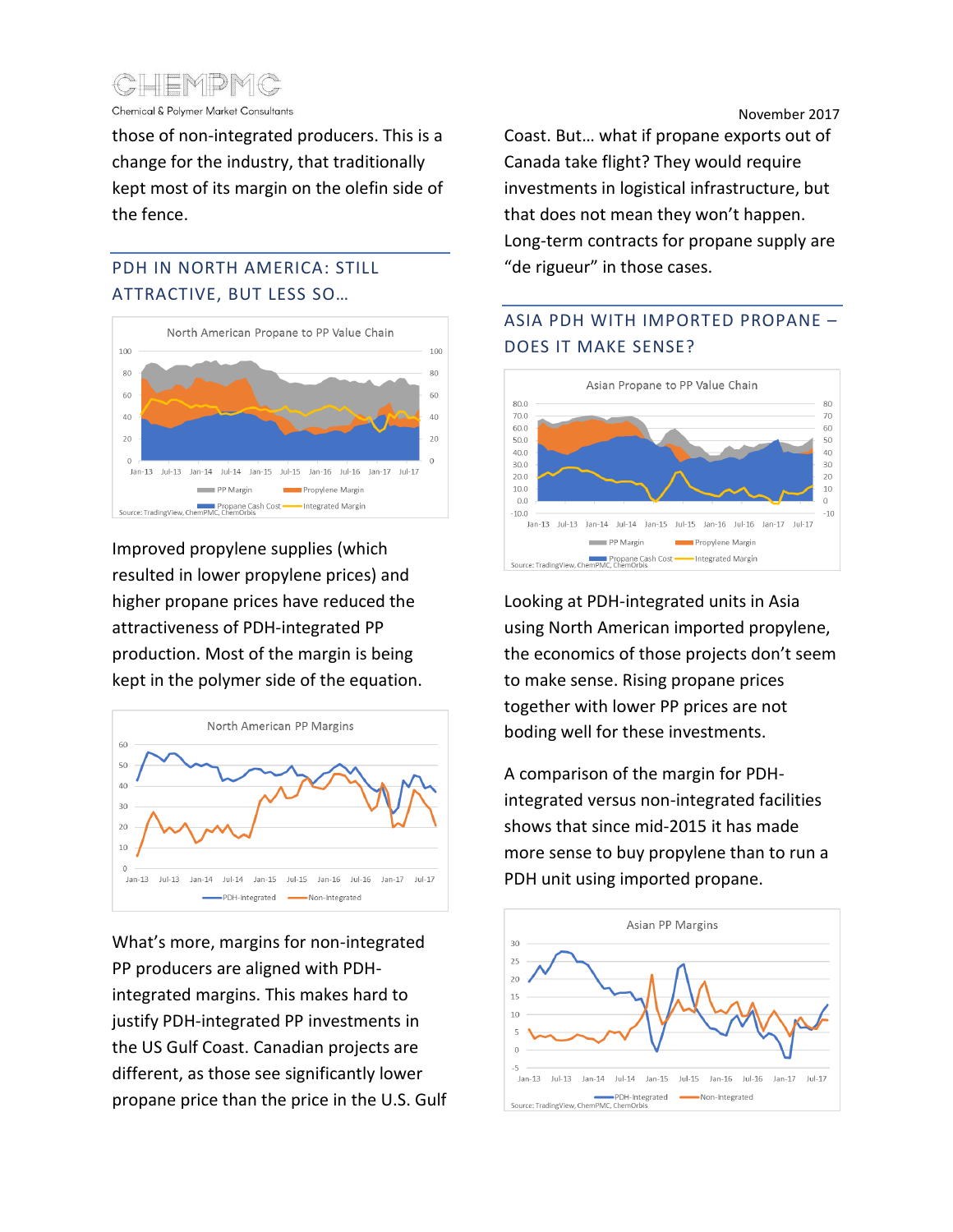those of non-integrated producers. This is a change for the industry, that traditionally kept most of its margin on the olefin side of the fence.

## PDH IN NORTH AMERICA: STILL ATTRACTIVE, BUT LESS SO…

Improved propylene supplies (which resulted in lower propylene prices) and higher propane prices have reduced the attractiveness of PDH-integrated PP production. Most of the margin is being kept in the polymer side of the equation.

What's more, margins for non-integrated PP producers are aligned with PDH-integrated margins. This makes hard to justify PDH-integrated PP investments in the US Gulf Coast. Canadian projects are different, as those see significantly lower propane price than the price in the U.S. Gulf Coast. But… what if propane exports out of Canada take flight? They would require investments in logistical infrastructure, but that does not mean they won't happen. Long-term contracts for propane supply are "de rigueur" in those cases.

## ASIA PDH WITH IMPORTED PROPANE – DOES IT MAKE SENSE?

Looking at PDH-integrated units in Asia using North American imported propylene, the economics of those projects don't seem to make sense. Rising propane prices together with lower PP prices are not boding well for these investments.

A comparison of the margin for PDH-integrated versus non-integrated facilities shows that since mid-2015 it has made more sense to buy propylene than to run a PDH unit using imported propane.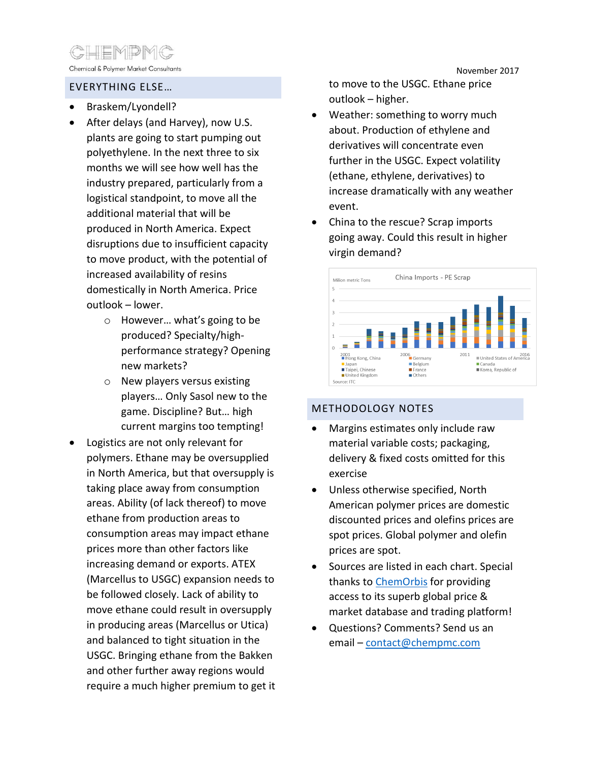## EVERYTHING ELSE…

- Braskem/Lyondell?
- After delays (and Harvey), now U.S. plants are going to start pumping out polyethylene. In the next three to six months we will see how well has the industry prepared, particularly from a logistical standpoint, to move all the additional material that will be produced in North America. Expect disruptions due to insufficient capacity to move product, with the potential of increased availability of resins domestically in North America. Price outlook – lower.
  - However… what's going to be produced? Specialty/high-performance strategy? Opening new markets?
  - New players versus existing players… Only Sasol new to the game. Discipline? But… high current margins too tempting!
- Logistics are not only relevant for polymers. Ethane may be oversupplied in North America, but that oversupply is taking place away from consumption areas. Ability (of lack thereof) to move ethane from production areas to consumption areas may impact ethane prices more than other factors like increasing demand or exports. ATEX (Marcellus to USGC) expansion needs to be followed closely. Lack of ability to move ethane could result in oversupply in producing areas (Marcellus or Utica) and balanced to tight situation in the USGC. Bringing ethane from the Bakken and other further away regions would require a much higher premium to get it to move to the USGC. Ethane price outlook – higher.
- Weather: something to worry much about. Production of ethylene and derivatives will concentrate even further in the USGC. Expect volatility (ethane, ethylene, derivatives) to increase dramatically with any weather event.
- China to the rescue? Scrap imports going away. Could this result in higher virgin demand?

China Imports - PE Scrap

Million metric Tons

5
4
3
2
1
0

2001
2006
2011
2016

Hong Kong, China
Japan
Taipei, Chinese
United Kingdom
Germany
Belgium
France
Others
United States of America
Canada
Korea, Republic of

Source: ITC

## METHODOLOGY NOTES

- Margins estimates only include raw material variable costs; packaging, delivery & fixed costs omitted for this exercise
- Unless otherwise specified, North American polymer prices are domestic discounted prices and olefins prices are spot prices. Global polymer and olefin prices are spot.
- Sources are listed in each chart. Special thanks to ChemOrbis for providing access to its superb global price & market database and trading platform!
- Questions? Comments? Send us an email – contact@chempmc.com